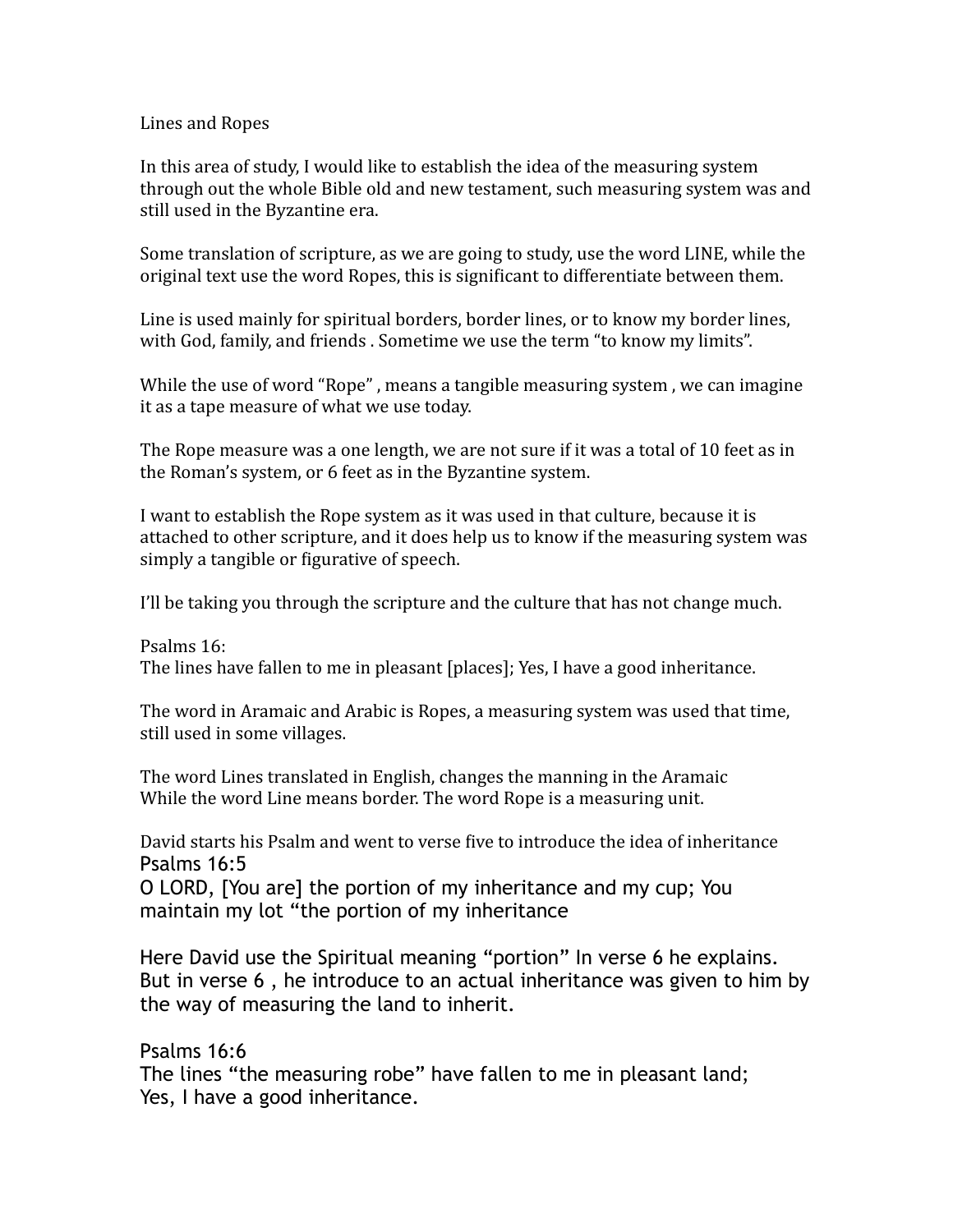# Lines and Ropes

In this area of study, I would like to establish the idea of the measuring system through out the whole Bible old and new testament, such measuring system was and still used in the Byzantine era.

Some translation of scripture, as we are going to study, use the word LINE, while the original text use the word Ropes, this is significant to differentiate between them.

Line is used mainly for spiritual borders, border lines, or to know my border lines, with God, family, and friends . Sometime we use the term "to know my limits".

While the use of word "Rope" , means a tangible measuring system , we can imagine it as a tape measure of what we use today.

The Rope measure was a one length, we are not sure if it was a total of 10 feet as in the Roman's system, or 6 feet as in the Byzantine system.

I want to establish the Rope system as it was used in that culture, because it is attached to other scripture, and it does help us to know if the measuring system was simply a tangible or figurative of speech.

I'll be taking you through the scripture and the culture that has not change much.

Psalms 16:
The lines have fallen to me in pleasant [places]; Yes, I have a good inheritance.

The word in Aramaic and Arabic is Ropes, a measuring system was used that time, still used in some villages.

The word Lines translated in English, changes the manning in the Aramaic
While the word Line means border. The word Rope is a measuring unit.

David starts his Psalm and went to verse five to introduce the idea of inheritance
Psalms 16:5
O LORD, [You are] the portion of my inheritance and my cup; You maintain my lot "the portion of my inheritance

Here David use the Spiritual meaning "portion" In verse 6 he explains. But in verse 6 , he introduce to an actual inheritance was given to him by the way of measuring the land to inherit.

Psalms 16:6
The lines "the measuring robe" have fallen to me in pleasant land;
Yes, I have a good inheritance.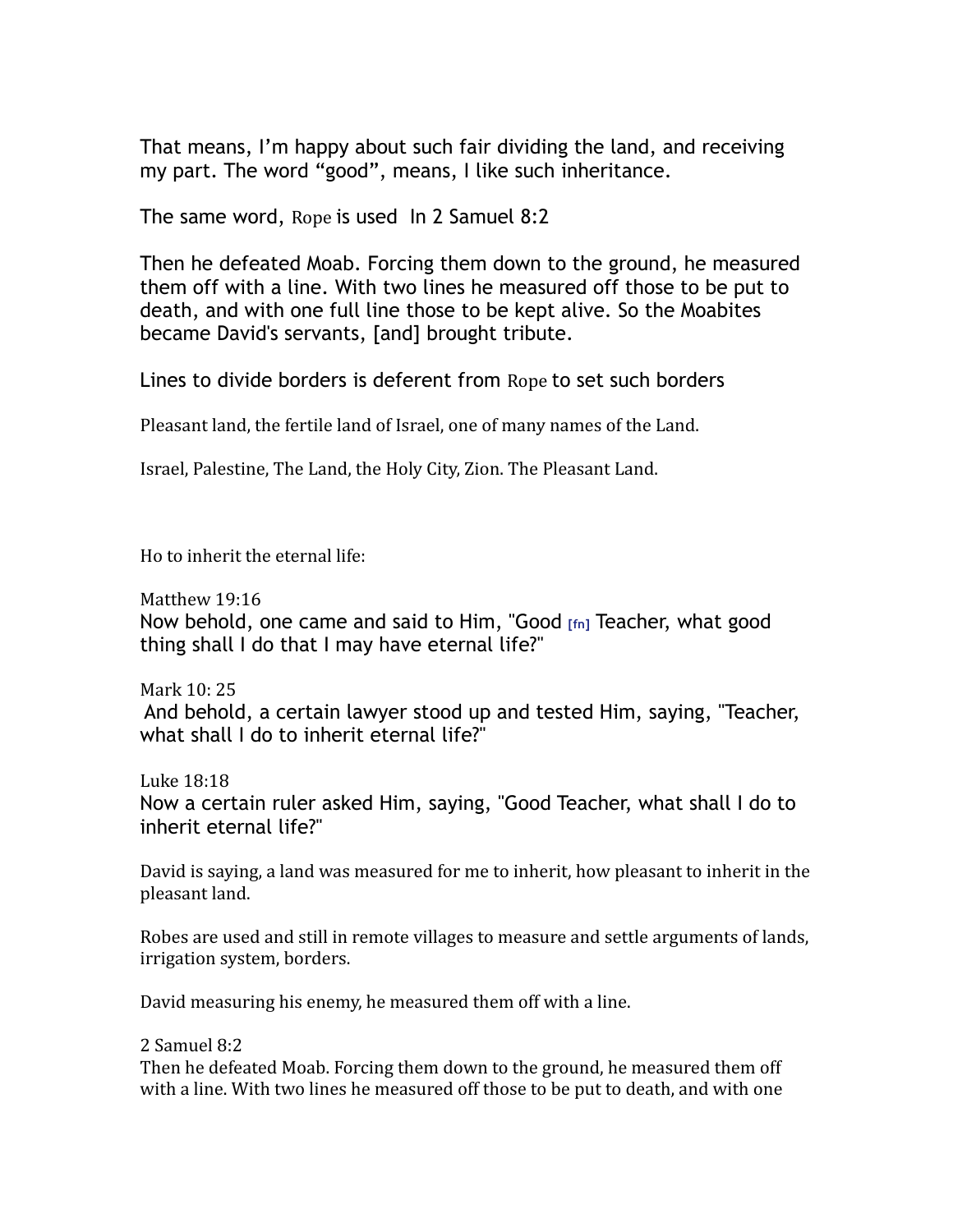That means, I'm happy about such fair dividing the land, and receiving my part. The word "good", means, I like such inheritance.

The same word, Rope is used In 2 Samuel 8:2

Then he defeated Moab. Forcing them down to the ground, he measured them off with a line. With two lines he measured off those to be put to death, and with one full line those to be kept alive. So the Moabites became David's servants, [and] brought tribute.

Lines to divide borders is deferent from Rope to set such borders

Pleasant land, the fertile land of Israel, one of many names of the Land.

Israel, Palestine, The Land, the Holy City, Zion. The Pleasant Land.

Ho to inherit the eternal life:

Matthew 19:16
Now behold, one came and said to Him, "Good [fn] Teacher, what good thing shall I do that I may have eternal life?"

Mark 10: 25
And behold, a certain lawyer stood up and tested Him, saying, "Teacher, what shall I do to inherit eternal life?"

Luke 18:18
Now a certain ruler asked Him, saying, "Good Teacher, what shall I do to inherit eternal life?"

David is saying, a land was measured for me to inherit, how pleasant to inherit in the pleasant land.

Robes are used and still in remote villages to measure and settle arguments of lands, irrigation system, borders.

David measuring his enemy, he measured them off with a line.

2 Samuel 8:2
Then he defeated Moab. Forcing them down to the ground, he measured them off with a line. With two lines he measured off those to be put to death, and with one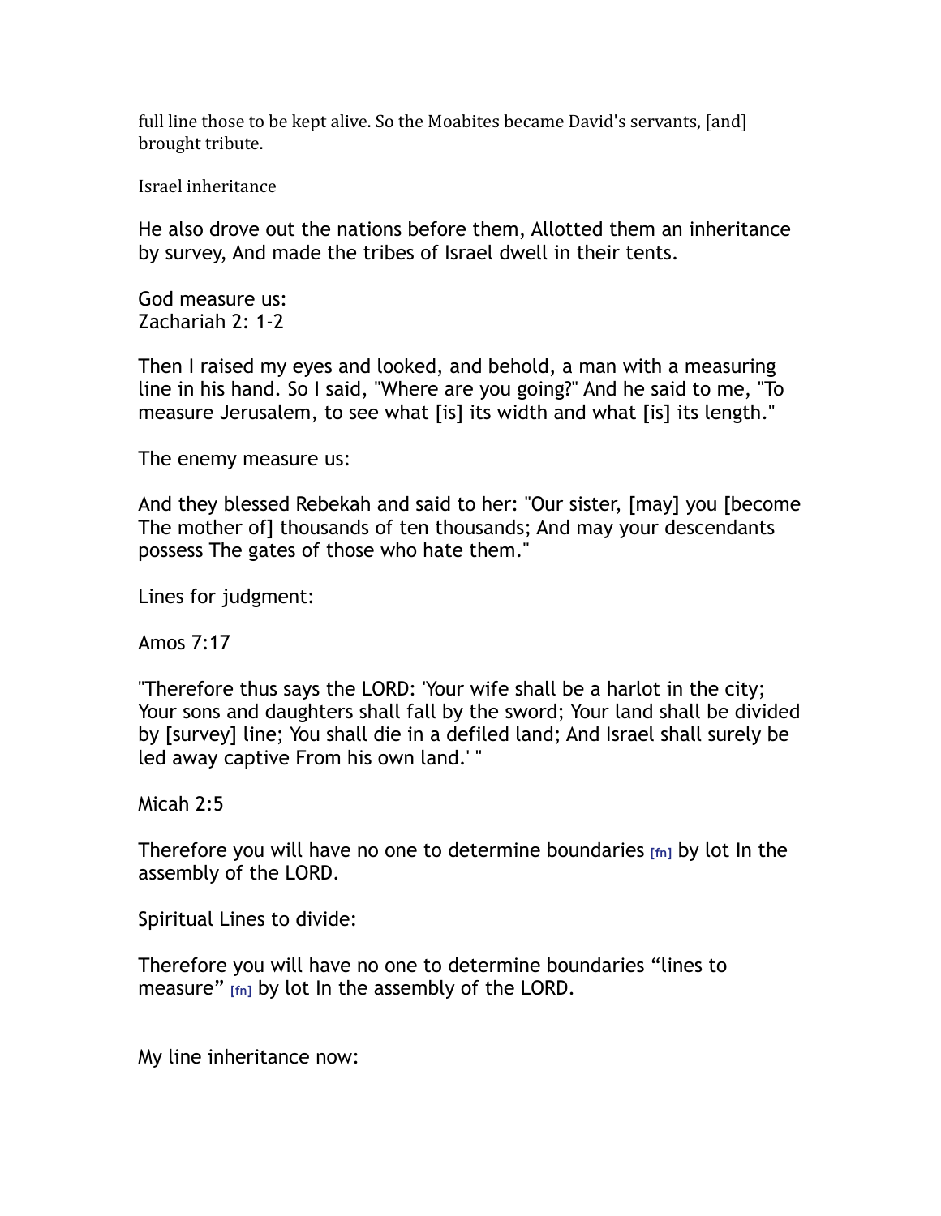full line those to be kept alive. So the Moabites became David's servants, [and] brought tribute.

Israel inheritance

He also drove out the nations before them, Allotted them an inheritance by survey, And made the tribes of Israel dwell in their tents.

God measure us:
Zachariah 2: 1-2

Then I raised my eyes and looked, and behold, a man with a measuring line in his hand. So I said, "Where are you going?" And he said to me, "To measure Jerusalem, to see what [is] its width and what [is] its length."

The enemy measure us:

And they blessed Rebekah and said to her: "Our sister, [may] you [become The mother of] thousands of ten thousands; And may your descendants possess The gates of those who hate them."

Lines for judgment:

Amos 7:17

"Therefore thus says the LORD: 'Your wife shall be a harlot in the city; Your sons and daughters shall fall by the sword; Your land shall be divided by [survey] line; You shall die in a defiled land; And Israel shall surely be led away captive From his own land.' "

Micah 2:5

Therefore you will have no one to determine boundaries [fn] by lot In the assembly of the LORD.

Spiritual Lines to divide:

Therefore you will have no one to determine boundaries "lines to measure" [fn] by lot In the assembly of the LORD.

My line inheritance now: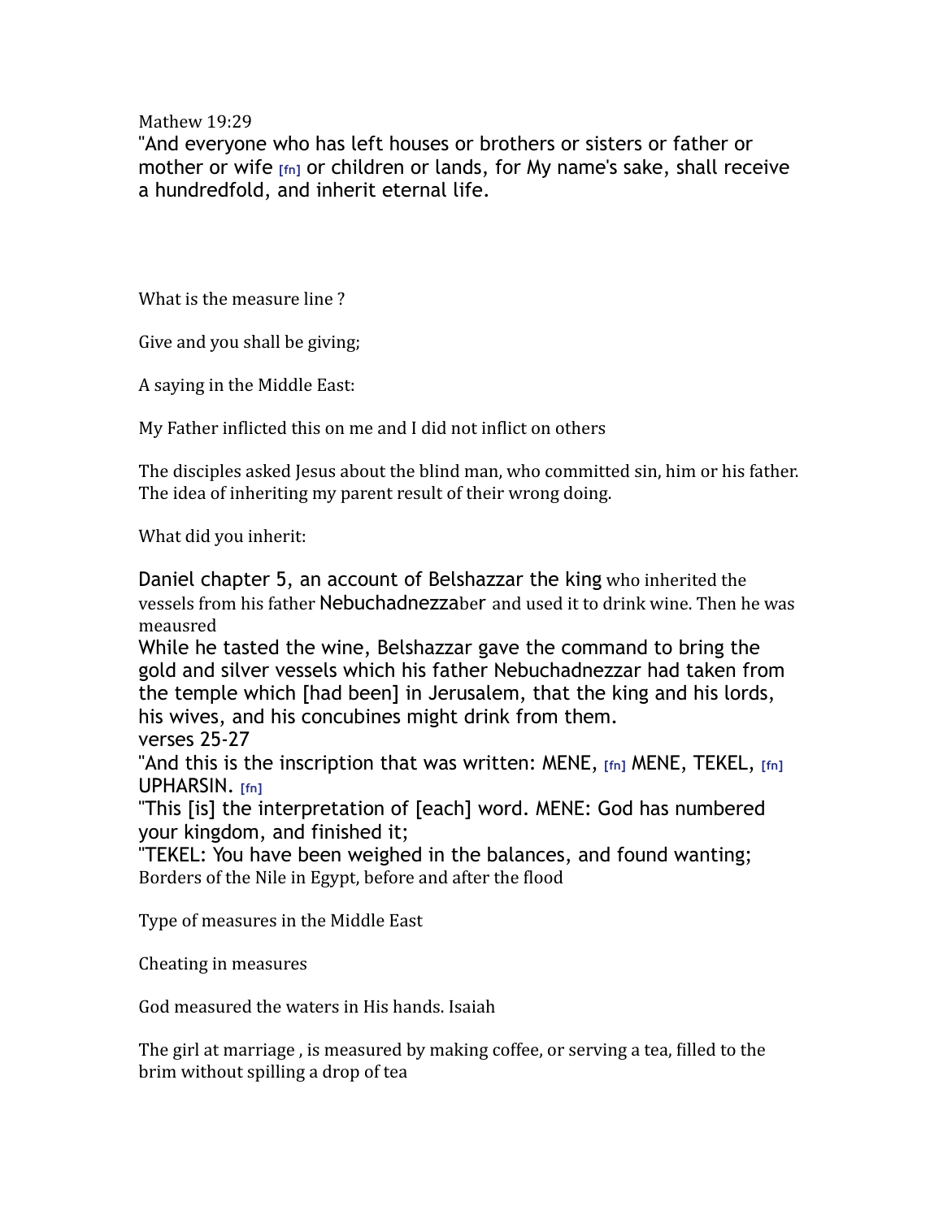Mathew 19:29

"And everyone who has left houses or brothers or sisters or father or mother or wife [fn] or children or lands, for My name's sake, shall receive a hundredfold, and inherit eternal life.

What is the measure line ?

Give and you shall be giving;

A saying in the Middle East:

My Father inflicted this on me and I did not inflict on others

The disciples asked Jesus about the blind man, who committed sin, him or his father. The idea of inheriting my parent result of their wrong doing.

What did you inherit:

Daniel chapter 5, an account of Belshazzar the king who inherited the vessels from his father Nebuchadnezzaber and used it to drink wine. Then he was meausred

While he tasted the wine, Belshazzar gave the command to bring the gold and silver vessels which his father Nebuchadnezzar had taken from the temple which [had been] in Jerusalem, that the king and his lords, his wives, and his concubines might drink from them.

verses 25-27

"And this is the inscription that was written: MENE, [fn] MENE, TEKEL, [fn] UPHARSIN. [fn]

"This [is] the interpretation of [each] word. MENE: God has numbered your kingdom, and finished it;

"TEKEL: You have been weighed in the balances, and found wanting;

Borders of the Nile in Egypt, before and after the flood

Type of measures in the Middle East

Cheating in measures

God measured the waters in His hands. Isaiah

The girl at marriage , is measured by making coffee, or serving a tea, filled to the brim without spilling a drop of tea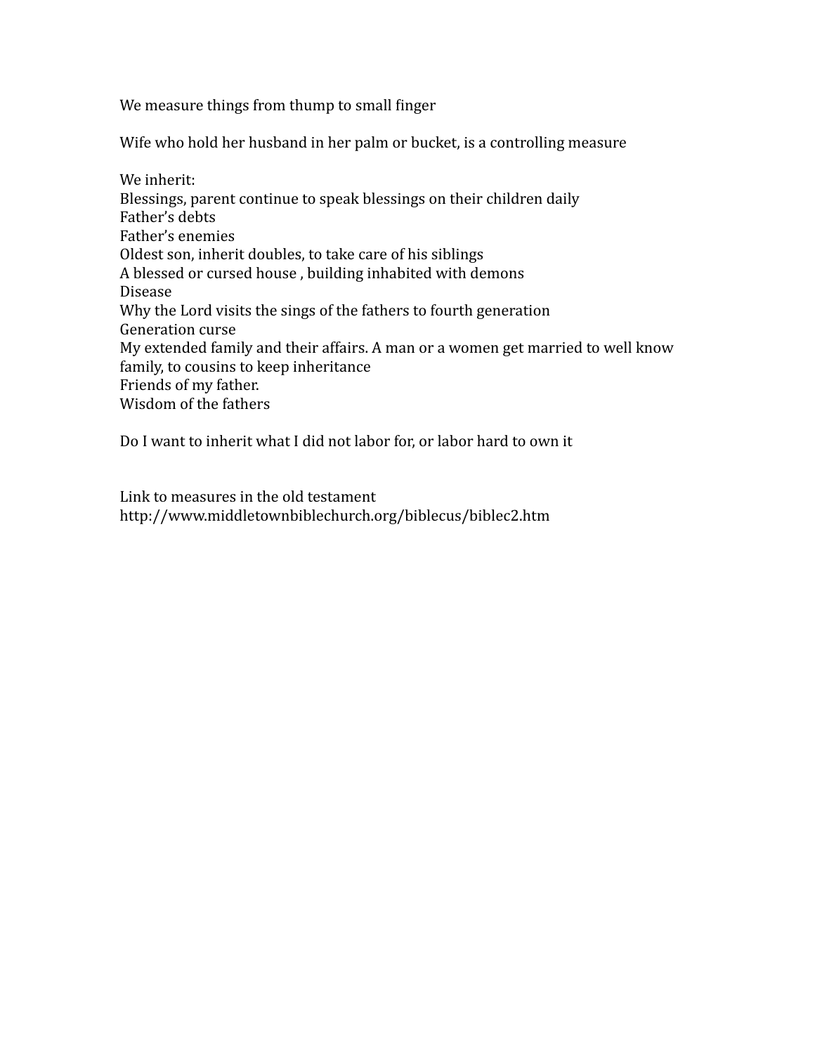We measure things from thump to small finger

Wife who hold her husband in her palm or bucket, is a controlling measure

We inherit:
Blessings, parent continue to speak blessings on their children daily
Father's debts
Father's enemies
Oldest son, inherit doubles, to take care of his siblings
A blessed or cursed house , building inhabited with demons
Disease
Why the Lord visits the sings of the fathers to fourth generation
Generation curse
My extended family and their affairs. A man or a women get married to well know family, to cousins to keep inheritance
Friends of my father.
Wisdom of the fathers

Do I want to inherit what I did not labor for, or labor hard to own it

Link to measures in the old testament
http://www.middletownbiblechurch.org/biblecus/biblec2.htm